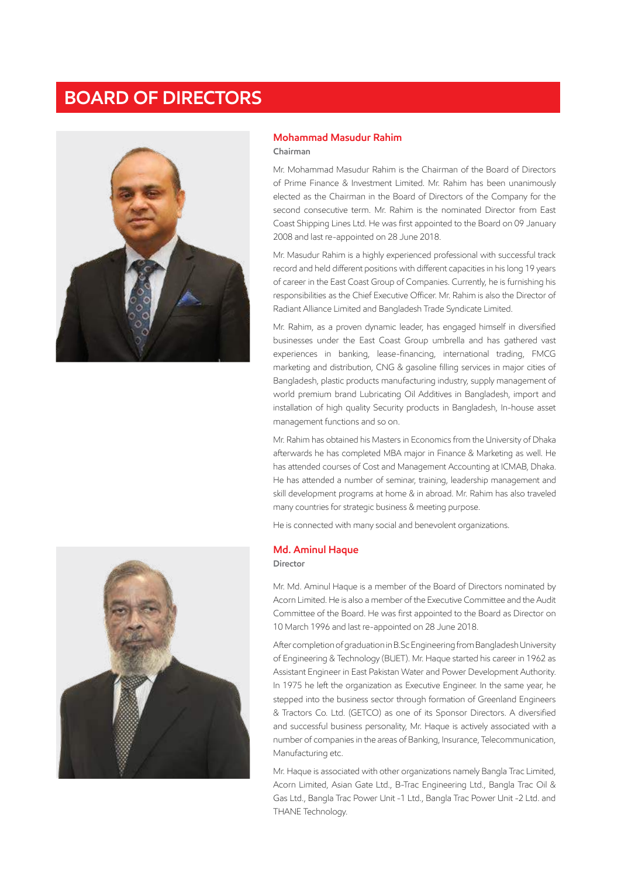# BOARD OF DIRECTORS

## Mohammad Masudur Rahim

**Chairman**

Mr. Mohammad Masudur Rahim is the Chairman of the Board of Directors of Prime Finance & Investment Limited. Mr. Rahim has been unanimously elected as the Chairman in the Board of Directors of the Company for the second consecutive term. Mr. Rahim is the nominated Director from East Coast Shipping Lines Ltd. He was first appointed to the Board on 09 January 2008 and last re-appointed on 28 June 2018.

Mr. Masudur Rahim is a highly experienced professional with successful track record and held different positions with different capacities in his long 19 years of career in the East Coast Group of Companies. Currently, he is furnishing his responsibilities as the Chief Executive Officer. Mr. Rahim is also the Director of Radiant Alliance Limited and Bangladesh Trade Syndicate Limited.

Mr. Rahim, as a proven dynamic leader, has engaged himself in diversified businesses under the East Coast Group umbrella and has gathered vast experiences in banking, lease-financing, international trading, FMCG marketing and distribution, CNG & gasoline filling services in major cities of Bangladesh, plastic products manufacturing industry, supply management of world premium brand Lubricating Oil Additives in Bangladesh, import and installation of high quality Security products in Bangladesh, In-house asset management functions and so on.

Mr. Rahim has obtained his Masters in Economics from the University of Dhaka afterwards he has completed MBA major in Finance & Marketing as well. He has attended courses of Cost and Management Accounting at ICMAB, Dhaka. He has attended a number of seminar, training, leadership management and skill development programs at home & in abroad. Mr. Rahim has also traveled many countries for strategic business & meeting purpose.

He is connected with many social and benevolent organizations.

## Md. Aminul Haque

**Director**

Mr. Md. Aminul Haque is a member of the Board of Directors nominated by Acorn Limited. He is also a member of the Executive Committee and the Audit Committee of the Board. He was first appointed to the Board as Director on 10 March 1996 and last re-appointed on 28 June 2018.

After completion of graduation in B.Sc Engineering from Bangladesh University of Engineering & Technology (BUET). Mr. Haque started his career in 1962 as Assistant Engineer in East Pakistan Water and Power Development Authority. In 1975 he left the organization as Executive Engineer. In the same year, he stepped into the business sector through formation of Greenland Engineers & Tractors Co. Ltd. (GETCO) as one of its Sponsor Directors. A diversified and successful business personality, Mr. Haque is actively associated with a number of companies in the areas of Banking, Insurance, Telecommunication, Manufacturing etc.

Mr. Haque is associated with other organizations namely Bangla Trac Limited, Acorn Limited, Asian Gate Ltd., B-Trac Engineering Ltd., Bangla Trac Oil & Gas Ltd., Bangla Trac Power Unit -1 Ltd., Bangla Trac Power Unit -2 Ltd. and THANE Technology.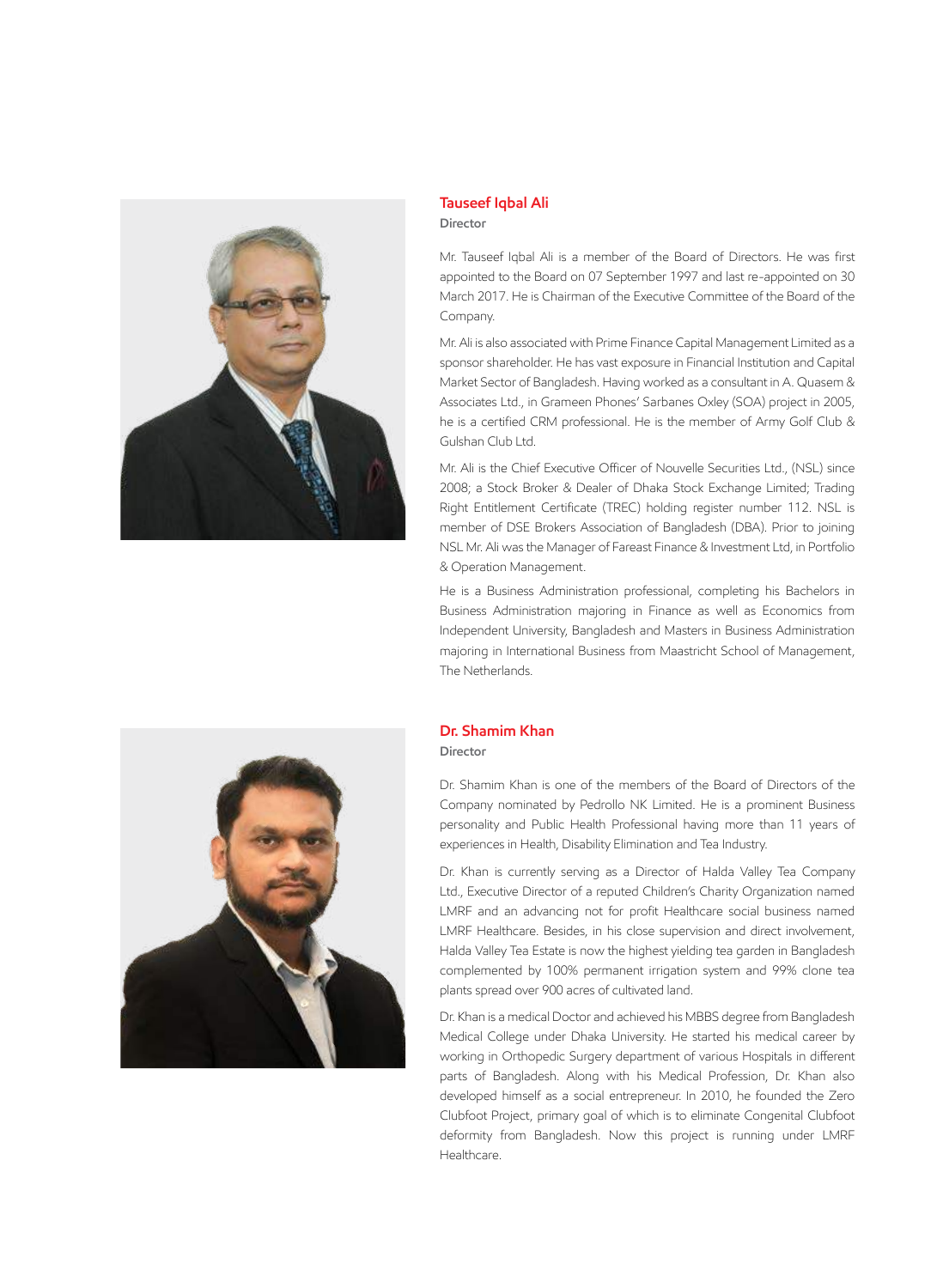## Tauseef Iqbal Ali

**Director**

Mr. Tauseef Iqbal Ali is a member of the Board of Directors. He was first appointed to the Board on 07 September 1997 and last re-appointed on 30 March 2017. He is Chairman of the Executive Committee of the Board of the Company.

Mr. Ali is also associated with Prime Finance Capital Management Limited as a sponsor shareholder. He has vast exposure in Financial Institution and Capital Market Sector of Bangladesh. Having worked as a consultant in A. Quasem & Associates Ltd., in Grameen Phones' Sarbanes Oxley (SOA) project in 2005, he is a certified CRM professional. He is the member of Army Golf Club & Gulshan Club Ltd.

Mr. Ali is the Chief Executive Officer of Nouvelle Securities Ltd., (NSL) since 2008; a Stock Broker & Dealer of Dhaka Stock Exchange Limited; Trading Right Entitlement Certificate (TREC) holding register number 112. NSL is member of DSE Brokers Association of Bangladesh (DBA). Prior to joining NSL Mr. Ali was the Manager of Fareast Finance & Investment Ltd, in Portfolio & Operation Management.

He is a Business Administration professional, completing his Bachelors in Business Administration majoring in Finance as well as Economics from Independent University, Bangladesh and Masters in Business Administration majoring in International Business from Maastricht School of Management, The Netherlands.

## Dr. Shamim Khan

**Director**

Dr. Shamim Khan is one of the members of the Board of Directors of the Company nominated by Pedrollo NK Limited. He is a prominent Business personality and Public Health Professional having more than 11 years of experiences in Health, Disability Elimination and Tea Industry.

Dr. Khan is currently serving as a Director of Halda Valley Tea Company Ltd., Executive Director of a reputed Children's Charity Organization named LMRF and an advancing not for profit Healthcare social business named LMRF Healthcare. Besides, in his close supervision and direct involvement, Halda Valley Tea Estate is now the highest yielding tea garden in Bangladesh complemented by 100% permanent irrigation system and 99% clone tea plants spread over 900 acres of cultivated land.

Dr. Khan is a medical Doctor and achieved his MBBS degree from Bangladesh Medical College under Dhaka University. He started his medical career by working in Orthopedic Surgery department of various Hospitals in different parts of Bangladesh. Along with his Medical Profession, Dr. Khan also developed himself as a social entrepreneur. In 2010, he founded the Zero Clubfoot Project, primary goal of which is to eliminate Congenital Clubfoot deformity from Bangladesh. Now this project is running under LMRF Healthcare.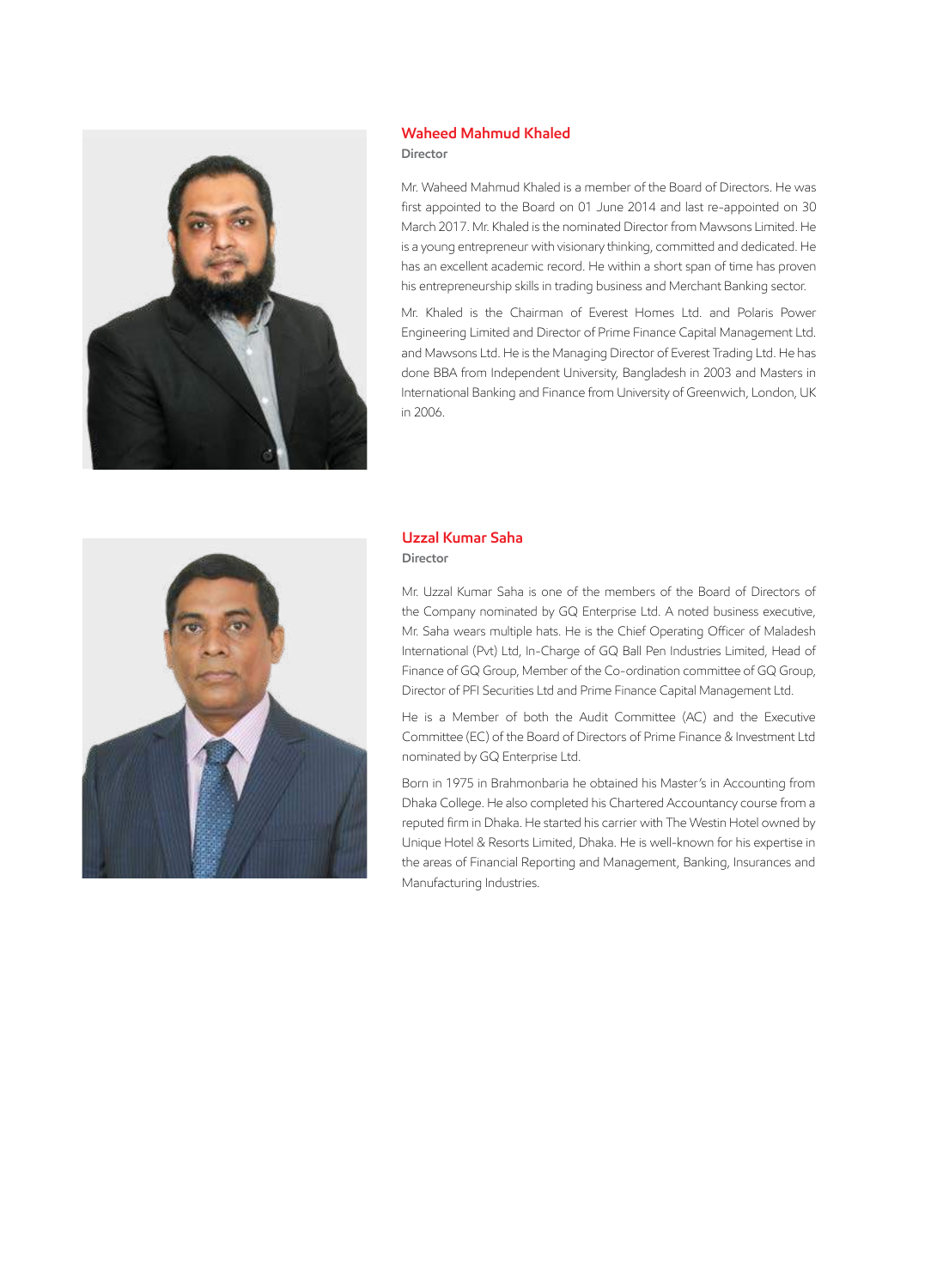## Waheed Mahmud Khaled

**Director**

Mr. Waheed Mahmud Khaled is a member of the Board of Directors. He was first appointed to the Board on 01 June 2014 and last re-appointed on 30 March 2017. Mr. Khaled is the nominated Director from Mawsons Limited. He is a young entrepreneur with visionary thinking, committed and dedicated. He has an excellent academic record. He within a short span of time has proven his entrepreneurship skills in trading business and Merchant Banking sector.

Mr. Khaled is the Chairman of Everest Homes Ltd. and Polaris Power Engineering Limited and Director of Prime Finance Capital Management Ltd. and Mawsons Ltd. He is the Managing Director of Everest Trading Ltd. He has done BBA from Independent University, Bangladesh in 2003 and Masters in International Banking and Finance from University of Greenwich, London, UK in 2006.

## Uzzal Kumar Saha

**Director**

Mr. Uzzal Kumar Saha is one of the members of the Board of Directors of the Company nominated by GQ Enterprise Ltd. A noted business executive, Mr. Saha wears multiple hats. He is the Chief Operating Officer of Maladesh International (Pvt) Ltd, In-Charge of GQ Ball Pen Industries Limited, Head of Finance of GQ Group, Member of the Co-ordination committee of GQ Group, Director of PFI Securities Ltd and Prime Finance Capital Management Ltd.

He is a Member of both the Audit Committee (AC) and the Executive Committee (EC) of the Board of Directors of Prime Finance & Investment Ltd nominated by GQ Enterprise Ltd.

Born in 1975 in Brahmonbaria he obtained his Master's in Accounting from Dhaka College. He also completed his Chartered Accountancy course from a reputed firm in Dhaka. He started his carrier with The Westin Hotel owned by Unique Hotel & Resorts Limited, Dhaka. He is well-known for his expertise in the areas of Financial Reporting and Management, Banking, Insurances and Manufacturing Industries.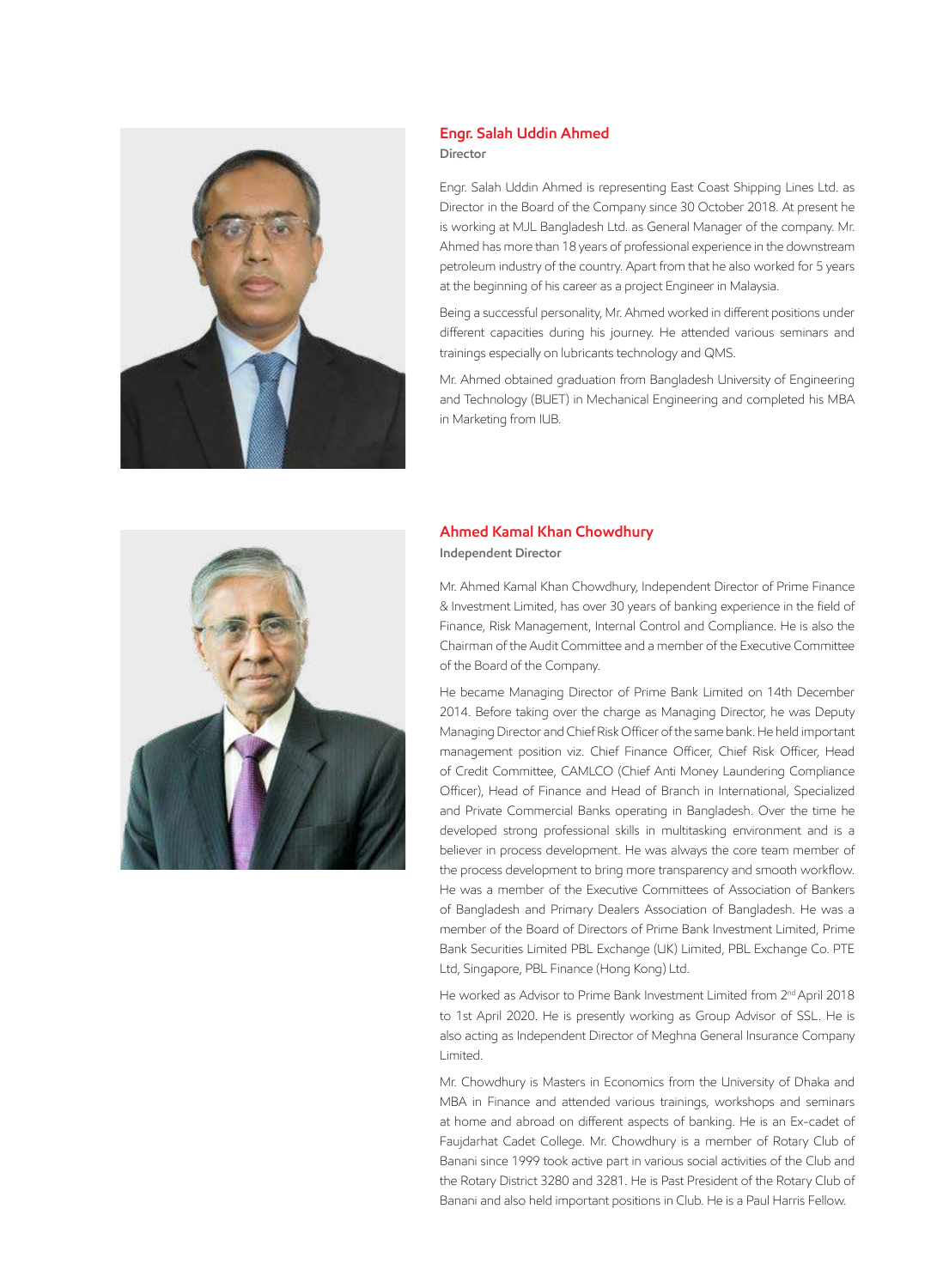## Engr. Salah Uddin Ahmed

**Director**

Engr. Salah Uddin Ahmed is representing East Coast Shipping Lines Ltd. as Director in the Board of the Company since 30 October 2018. At present he is working at MJL Bangladesh Ltd. as General Manager of the company. Mr. Ahmed has more than 18 years of professional experience in the downstream petroleum industry of the country. Apart from that he also worked for 5 years at the beginning of his career as a project Engineer in Malaysia.

Being a successful personality, Mr. Ahmed worked in different positions under different capacities during his journey. He attended various seminars and trainings especially on lubricants technology and QMS.

Mr. Ahmed obtained graduation from Bangladesh University of Engineering and Technology (BUET) in Mechanical Engineering and completed his MBA in Marketing from IUB.

## Ahmed Kamal Khan Chowdhury

**Independent Director**

Mr. Ahmed Kamal Khan Chowdhury, Independent Director of Prime Finance & Investment Limited, has over 30 years of banking experience in the field of Finance, Risk Management, Internal Control and Compliance. He is also the Chairman of the Audit Committee and a member of the Executive Committee of the Board of the Company.

He became Managing Director of Prime Bank Limited on 14th December 2014. Before taking over the charge as Managing Director, he was Deputy Managing Director and Chief Risk Officer of the same bank. He held important management position viz. Chief Finance Officer, Chief Risk Officer, Head of Credit Committee, CAMLCO (Chief Anti Money Laundering Compliance Officer), Head of Finance and Head of Branch in International, Specialized and Private Commercial Banks operating in Bangladesh. Over the time he developed strong professional skills in multitasking environment and is a believer in process development. He was always the core team member of the process development to bring more transparency and smooth workflow. He was a member of the Executive Committees of Association of Bankers of Bangladesh and Primary Dealers Association of Bangladesh. He was a member of the Board of Directors of Prime Bank Investment Limited, Prime Bank Securities Limited PBL Exchange (UK) Limited, PBL Exchange Co. PTE Ltd, Singapore, PBL Finance (Hong Kong) Ltd.

He worked as Advisor to Prime Bank Investment Limited from 2nd April 2018 to 1st April 2020. He is presently working as Group Advisor of SSL. He is also acting as Independent Director of Meghna General Insurance Company Limited.

Mr. Chowdhury is Masters in Economics from the University of Dhaka and MBA in Finance and attended various trainings, workshops and seminars at home and abroad on different aspects of banking. He is an Ex-cadet of Faujdarhat Cadet College. Mr. Chowdhury is a member of Rotary Club of Banani since 1999 took active part in various social activities of the Club and the Rotary District 3280 and 3281. He is Past President of the Rotary Club of Banani and also held important positions in Club. He is a Paul Harris Fellow.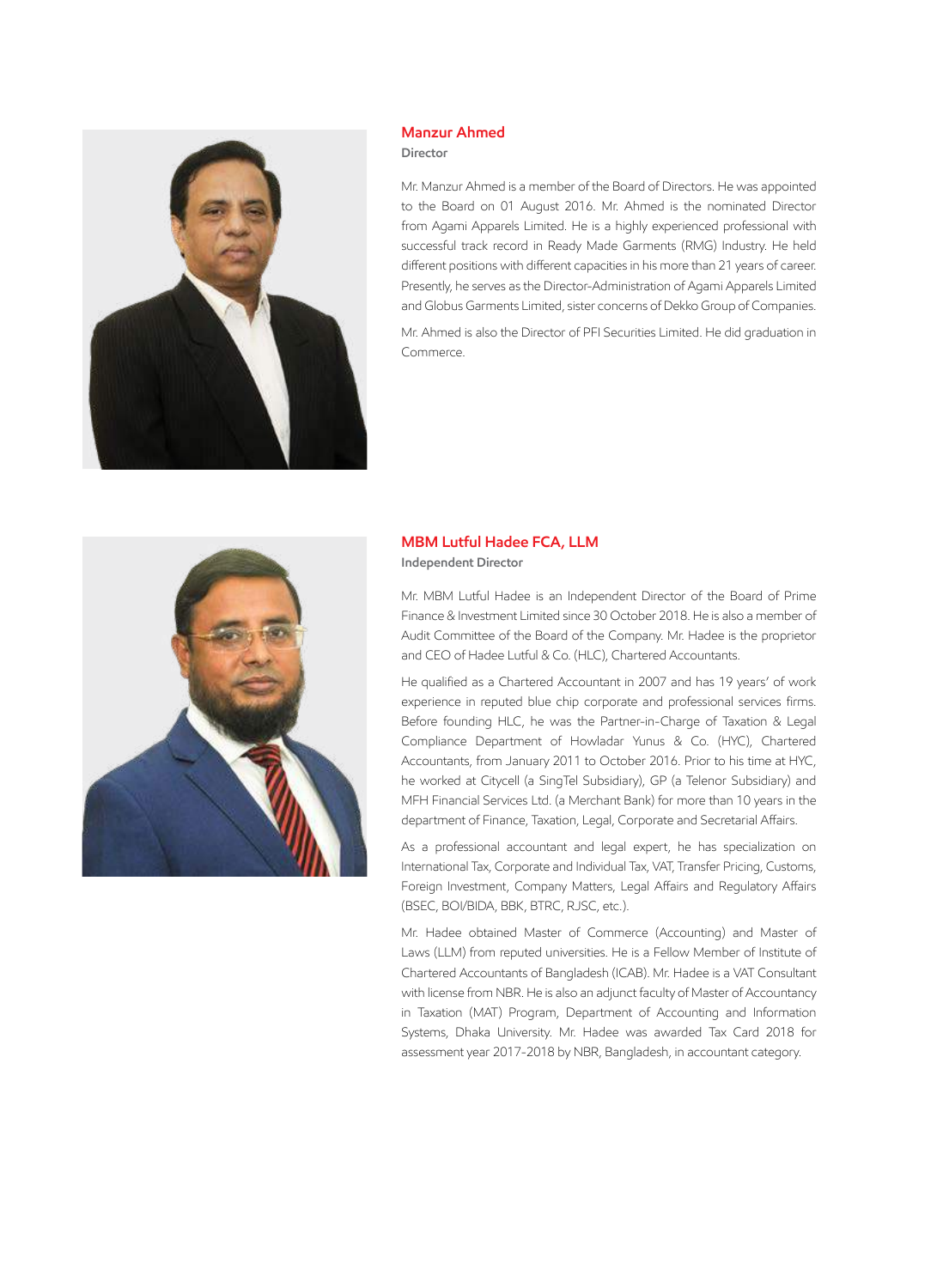## Manzur Ahmed

**Director**

Mr. Manzur Ahmed is a member of the Board of Directors. He was appointed to the Board on 01 August 2016. Mr. Ahmed is the nominated Director from Agami Apparels Limited. He is a highly experienced professional with successful track record in Ready Made Garments (RMG) Industry. He held different positions with different capacities in his more than 21 years of career. Presently, he serves as the Director-Administration of Agami Apparels Limited and Globus Garments Limited, sister concerns of Dekko Group of Companies.

Mr. Ahmed is also the Director of PFI Securities Limited. He did graduation in Commerce.

## MBM Lutful Hadee FCA, LLM

**Independent Director**

Mr. MBM Lutful Hadee is an Independent Director of the Board of Prime Finance & Investment Limited since 30 October 2018. He is also a member of Audit Committee of the Board of the Company. Mr. Hadee is the proprietor and CEO of Hadee Lutful & Co. (HLC), Chartered Accountants.

He qualified as a Chartered Accountant in 2007 and has 19 years' of work experience in reputed blue chip corporate and professional services firms. Before founding HLC, he was the Partner-in-Charge of Taxation & Legal Compliance Department of Howladar Yunus & Co. (HYC), Chartered Accountants, from January 2011 to October 2016. Prior to his time at HYC, he worked at Citycell (a SingTel Subsidiary), GP (a Telenor Subsidiary) and MFH Financial Services Ltd. (a Merchant Bank) for more than 10 years in the department of Finance, Taxation, Legal, Corporate and Secretarial Affairs.

As a professional accountant and legal expert, he has specialization on International Tax, Corporate and Individual Tax, VAT, Transfer Pricing, Customs, Foreign Investment, Company Matters, Legal Affairs and Regulatory Affairs (BSEC, BOI/BIDA, BBK, BTRC, RJSC, etc.).

Mr. Hadee obtained Master of Commerce (Accounting) and Master of Laws (LLM) from reputed universities. He is a Fellow Member of Institute of Chartered Accountants of Bangladesh (ICAB). Mr. Hadee is a VAT Consultant with license from NBR. He is also an adjunct faculty of Master of Accountancy in Taxation (MAT) Program, Department of Accounting and Information Systems, Dhaka University. Mr. Hadee was awarded Tax Card 2018 for assessment year 2017-2018 by NBR, Bangladesh, in accountant category.